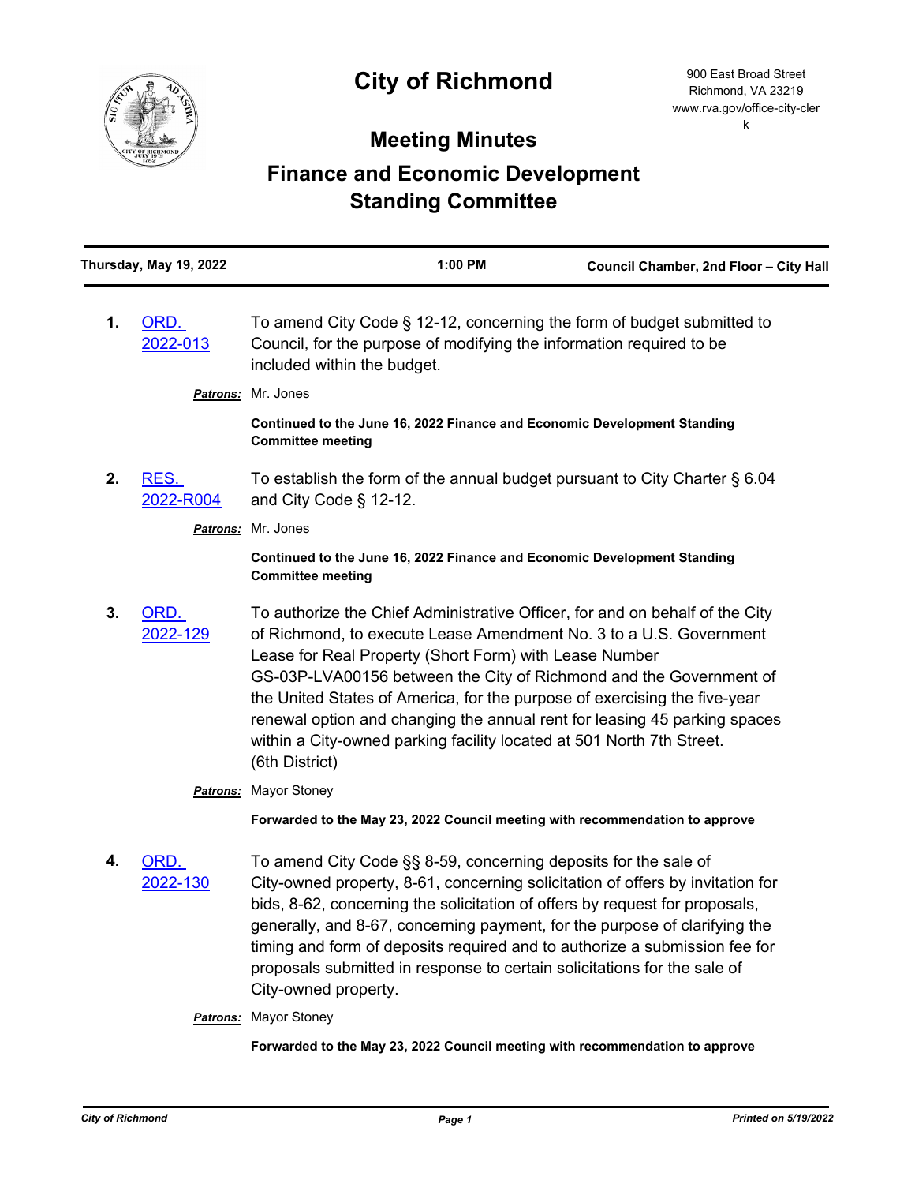# City of Richmond

900 East Broad Street
Richmond, VA 23219
www.rva.gov/office-city-clerk

## Meeting Minutes

## Finance and Economic Development Standing Committee

**Thursday, May 19, 2022** | **1:00 PM** | **Council Chamber, 2nd Floor – City Hall**

---

**1.** ORD. 2022-013

To amend City Code § 12-12, concerning the form of budget submitted to Council, for the purpose of modifying the information required to be included within the budget.

***Patrons:*** Mr. Jones

**Continued to the June 16, 2022 Finance and Economic Development Standing Committee meeting**

**2.** RES. 2022-R004

To establish the form of the annual budget pursuant to City Charter § 6.04 and City Code § 12-12.

***Patrons:*** Mr. Jones

**Continued to the June 16, 2022 Finance and Economic Development Standing Committee meeting**

**3.** ORD. 2022-129

To authorize the Chief Administrative Officer, for and on behalf of the City of Richmond, to execute Lease Amendment No. 3 to a U.S. Government Lease for Real Property (Short Form) with Lease Number GS-03P-LVA00156 between the City of Richmond and the Government of the United States of America, for the purpose of exercising the five-year renewal option and changing the annual rent for leasing 45 parking spaces within a City-owned parking facility located at 501 North 7th Street. (6th District)

***Patrons:*** Mayor Stoney

**Forwarded to the May 23, 2022 Council meeting with recommendation to approve**

**4.** ORD. 2022-130

To amend City Code §§ 8-59, concerning deposits for the sale of City-owned property, 8-61, concerning solicitation of offers by invitation for bids, 8-62, concerning the solicitation of offers by request for proposals, generally, and 8-67, concerning payment, for the purpose of clarifying the timing and form of deposits required and to authorize a submission fee for proposals submitted in response to certain solicitations for the sale of City-owned property.

***Patrons:*** Mayor Stoney

**Forwarded to the May 23, 2022 Council meeting with recommendation to approve**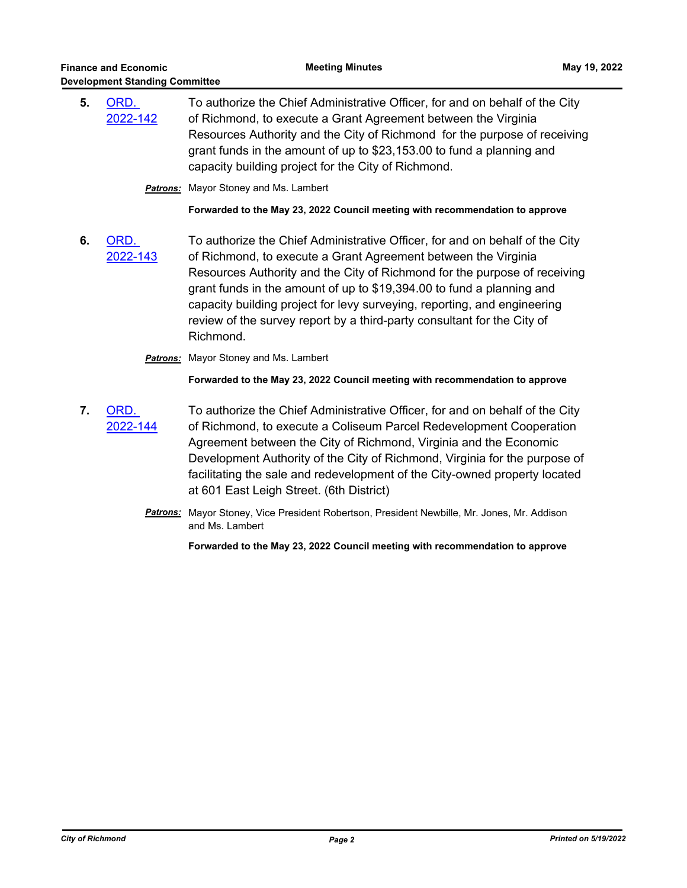5. [ORD. 2022-142] To authorize the Chief Administrative Officer, for and on behalf of the City of Richmond, to execute a Grant Agreement between the Virginia Resources Authority and the City of Richmond for the purpose of receiving grant funds in the amount of up to $23,153.00 to fund a planning and capacity building project for the City of Richmond.

   ***Patrons:*** Mayor Stoney and Ms. Lambert

   **Forwarded to the May 23, 2022 Council meeting with recommendation to approve**

6. [ORD. 2022-143] To authorize the Chief Administrative Officer, for and on behalf of the City of Richmond, to execute a Grant Agreement between the Virginia Resources Authority and the City of Richmond for the purpose of receiving grant funds in the amount of up to $19,394.00 to fund a planning and capacity building project for levy surveying, reporting, and engineering review of the survey report by a third-party consultant for the City of Richmond.

   ***Patrons:*** Mayor Stoney and Ms. Lambert

   **Forwarded to the May 23, 2022 Council meeting with recommendation to approve**

7. [ORD. 2022-144] To authorize the Chief Administrative Officer, for and on behalf of the City of Richmond, to execute a Coliseum Parcel Redevelopment Cooperation Agreement between the City of Richmond, Virginia and the Economic Development Authority of the City of Richmond, Virginia for the purpose of facilitating the sale and redevelopment of the City-owned property located at 601 East Leigh Street. (6th District)

   ***Patrons:*** Mayor Stoney, Vice President Robertson, President Newbille, Mr. Jones, Mr. Addison and Ms. Lambert

   **Forwarded to the May 23, 2022 Council meeting with recommendation to approve**